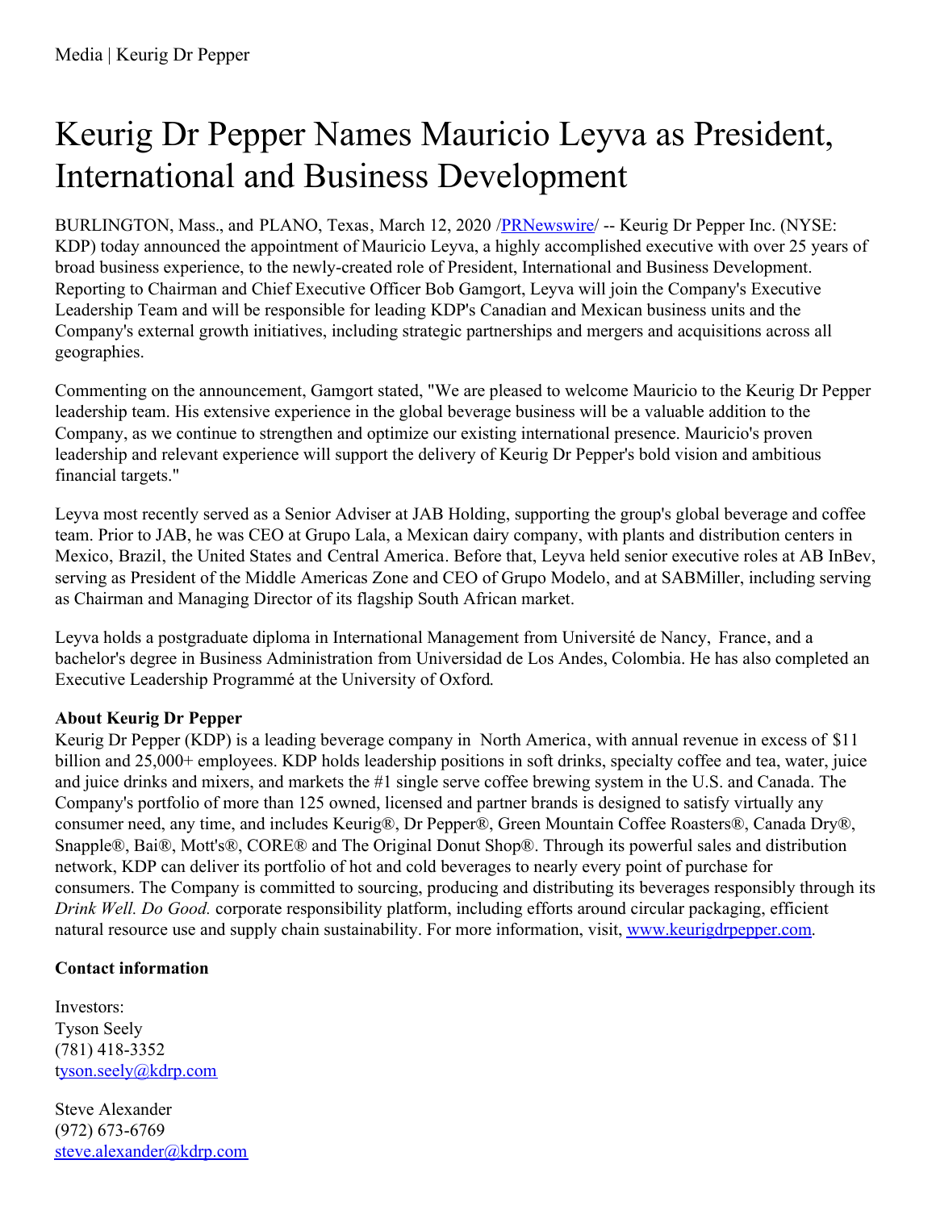Media | Keurig Dr Pepper

# Keurig Dr Pepper Names Mauricio Leyva as President, International and Business Development

BURLINGTON, Mass., and PLANO, Texas, March 12, 2020 /PRNewswire/ -- Keurig Dr Pepper Inc. (NYSE: KDP) today announced the appointment of Mauricio Leyva, a highly accomplished executive with over 25 years of broad business experience, to the newly-created role of President, International and Business Development. Reporting to Chairman and Chief Executive Officer Bob Gamgort, Leyva will join the Company's Executive Leadership Team and will be responsible for leading KDP's Canadian and Mexican business units and the Company's external growth initiatives, including strategic partnerships and mergers and acquisitions across all geographies.

Commenting on the announcement, Gamgort stated, "We are pleased to welcome Mauricio to the Keurig Dr Pepper leadership team. His extensive experience in the global beverage business will be a valuable addition to the Company, as we continue to strengthen and optimize our existing international presence. Mauricio's proven leadership and relevant experience will support the delivery of Keurig Dr Pepper's bold vision and ambitious financial targets."

Leyva most recently served as a Senior Adviser at JAB Holding, supporting the group's global beverage and coffee team. Prior to JAB, he was CEO at Grupo Lala, a Mexican dairy company, with plants and distribution centers in Mexico, Brazil, the United States and Central America. Before that, Leyva held senior executive roles at AB InBev, serving as President of the Middle Americas Zone and CEO of Grupo Modelo, and at SABMiller, including serving as Chairman and Managing Director of its flagship South African market.

Leyva holds a postgraduate diploma in International Management from Université de Nancy, France, and a bachelor's degree in Business Administration from Universidad de Los Andes, Colombia. He has also completed an Executive Leadership Programmé at the University of Oxford.

**About Keurig Dr Pepper**
Keurig Dr Pepper (KDP) is a leading beverage company in North America, with annual revenue in excess of $11 billion and 25,000+ employees. KDP holds leadership positions in soft drinks, specialty coffee and tea, water, juice and juice drinks and mixers, and markets the #1 single serve coffee brewing system in the U.S. and Canada. The Company's portfolio of more than 125 owned, licensed and partner brands is designed to satisfy virtually any consumer need, any time, and includes Keurig®, Dr Pepper®, Green Mountain Coffee Roasters®, Canada Dry®, Snapple®, Bai®, Mott's®, CORE® and The Original Donut Shop®. Through its powerful sales and distribution network, KDP can deliver its portfolio of hot and cold beverages to nearly every point of purchase for consumers. The Company is committed to sourcing, producing and distributing its beverages responsibly through its *Drink Well. Do Good.* corporate responsibility platform, including efforts around circular packaging, efficient natural resource use and supply chain sustainability. For more information, visit, www.keurigdrpepper.com.

**Contact information**

Investors:
Tyson Seely
(781) 418-3352
tyson.seely@kdrp.com

Steve Alexander
(972) 673-6769
steve.alexander@kdrp.com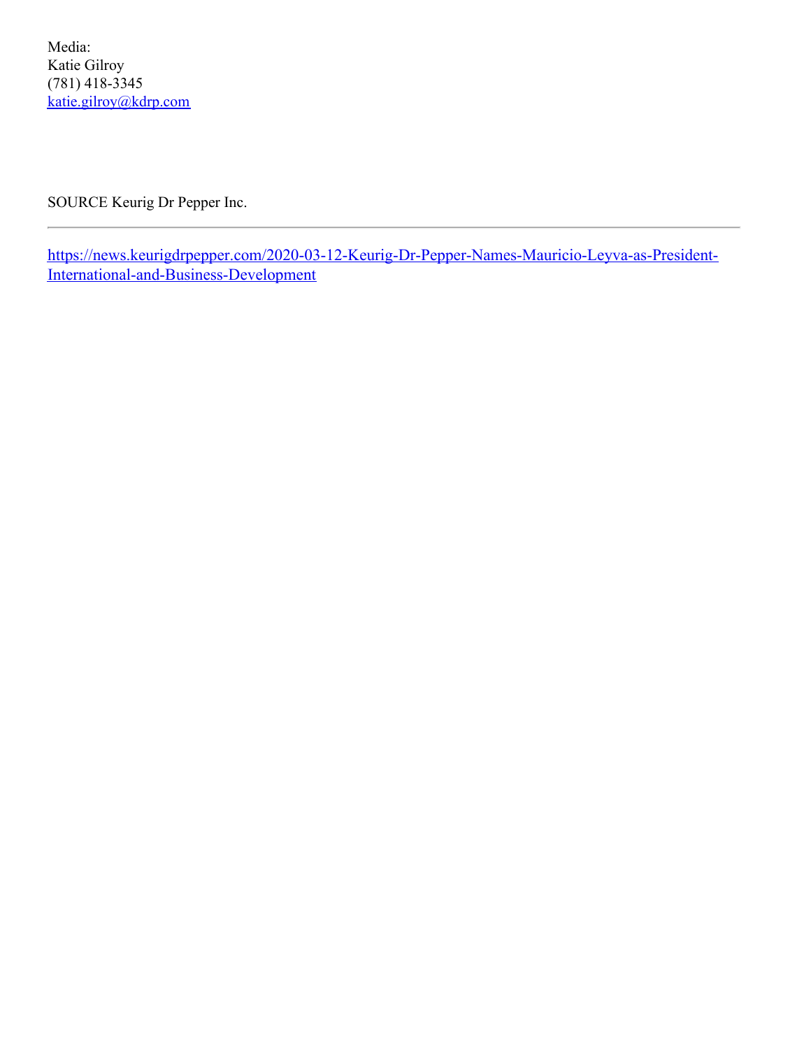Media:
Katie Gilroy
(781) 418-3345
katie.gilroy@kdrp.com

SOURCE Keurig Dr Pepper Inc.

---

https://news.keurigdrpepper.com/2020-03-12-Keurig-Dr-Pepper-Names-Mauricio-Leyva-as-President-International-and-Business-Development